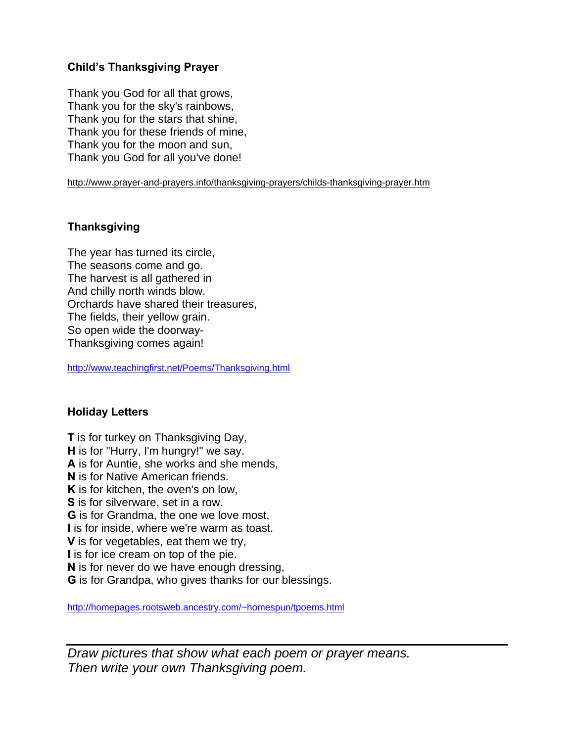### Child's Thanksgiving Prayer

Thank you God for all that grows,  
Thank you for the sky's rainbows,  
Thank you for the stars that shine,  
Thank you for these friends of mine,  
Thank you for the moon and sun,  
Thank you God for all you've done!

http://www.prayer-and-prayers.info/thanksgiving-prayers/childs-thanksgiving-prayer.htm

### Thanksgiving

The year has turned its circle,  
The seasons come and go.  
The harvest is all gathered in  
And chilly north winds blow.  
Orchards have shared their treasures,  
The fields, their yellow grain.  
So open wide the doorway-  
Thanksgiving comes again!

http://www.teachingfirst.net/Poems/Thanksgiving.html

### Holiday Letters

**T** is for turkey on Thanksgiving Day,  
**H** is for "Hurry, I'm hungry!" we say.  
**A** is for Auntie, she works and she mends,  
**N** is for Native American friends.  
**K** is for kitchen, the oven's on low,  
**S** is for silverware, set in a row.  
**G** is for Grandma, the one we love most,  
**I** is for inside, where we're warm as toast.  
**V** is for vegetables, eat them we try,  
**I** is for ice cream on top of the pie.  
**N** is for never do we have enough dressing,  
**G** is for Grandpa, who gives thanks for our blessings.

http://homepages.rootsweb.ancestry.com/~homespun/tpoems.html

---

*Draw pictures that show what each poem or prayer means.*  
*Then write your own Thanksgiving poem.*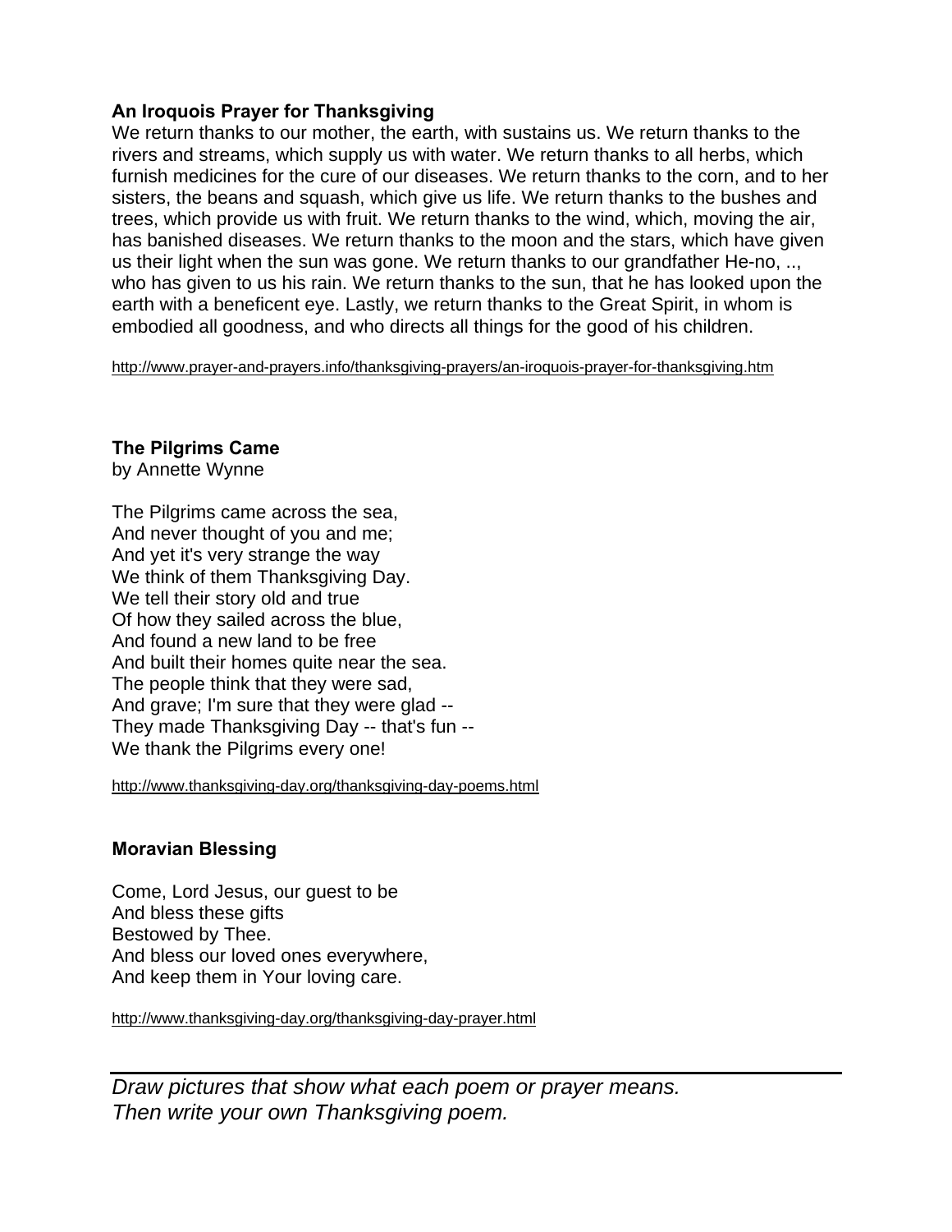**An Iroquois Prayer for Thanksgiving**

We return thanks to our mother, the earth, with sustains us. We return thanks to the rivers and streams, which supply us with water. We return thanks to all herbs, which furnish medicines for the cure of our diseases. We return thanks to the corn, and to her sisters, the beans and squash, which give us life. We return thanks to the bushes and trees, which provide us with fruit. We return thanks to the wind, which, moving the air, has banished diseases. We return thanks to the moon and the stars, which have given us their light when the sun was gone. We return thanks to our grandfather He-no, .., who has given to us his rain. We return thanks to the sun, that he has looked upon the earth with a beneficent eye. Lastly, we return thanks to the Great Spirit, in whom is embodied all goodness, and who directs all things for the good of his children.

http://www.prayer-and-prayers.info/thanksgiving-prayers/an-iroquois-prayer-for-thanksgiving.htm

**The Pilgrims Came**

by Annette Wynne

The Pilgrims came across the sea,
And never thought of you and me;
And yet it's very strange the way
We think of them Thanksgiving Day.
We tell their story old and true
Of how they sailed across the blue,
And found a new land to be free
And built their homes quite near the sea.
The people think that they were sad,
And grave; I'm sure that they were glad --
They made Thanksgiving Day -- that's fun --
We thank the Pilgrims every one!

http://www.thanksgiving-day.org/thanksgiving-day-poems.html

**Moravian Blessing**

Come, Lord Jesus, our guest to be
And bless these gifts
Bestowed by Thee.
And bless our loved ones everywhere,
And keep them in Your loving care.

http://www.thanksgiving-day.org/thanksgiving-day-prayer.html

---

*Draw pictures that show what each poem or prayer means.*
*Then write your own Thanksgiving poem.*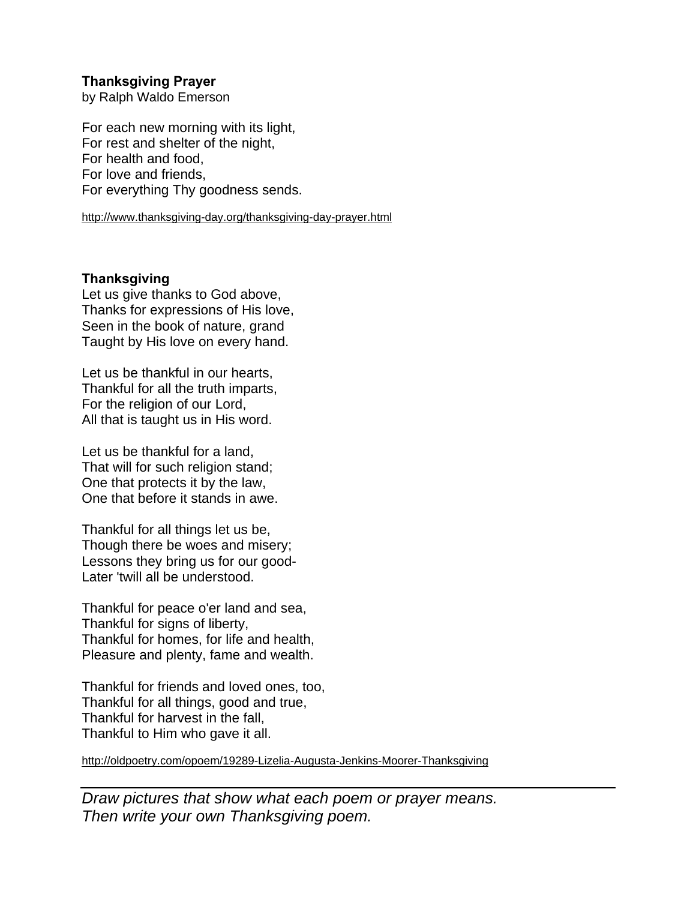**Thanksgiving Prayer**
by Ralph Waldo Emerson

For each new morning with its light,
For rest and shelter of the night,
For health and food,
For love and friends,
For everything Thy goodness sends.

http://www.thanksgiving-day.org/thanksgiving-day-prayer.html

**Thanksgiving**
Let us give thanks to God above,
Thanks for expressions of His love,
Seen in the book of nature, grand
Taught by His love on every hand.

Let us be thankful in our hearts,
Thankful for all the truth imparts,
For the religion of our Lord,
All that is taught us in His word.

Let us be thankful for a land,
That will for such religion stand;
One that protects it by the law,
One that before it stands in awe.

Thankful for all things let us be,
Though there be woes and misery;
Lessons they bring us for our good-
Later 'twill all be understood.

Thankful for peace o'er land and sea,
Thankful for signs of liberty,
Thankful for homes, for life and health,
Pleasure and plenty, fame and wealth.

Thankful for friends and loved ones, too,
Thankful for all things, good and true,
Thankful for harvest in the fall,
Thankful to Him who gave it all.

http://oldpoetry.com/opoem/19289-Lizelia-Augusta-Jenkins-Moorer-Thanksgiving

---

*Draw pictures that show what each poem or prayer means.*
*Then write your own Thanksgiving poem.*